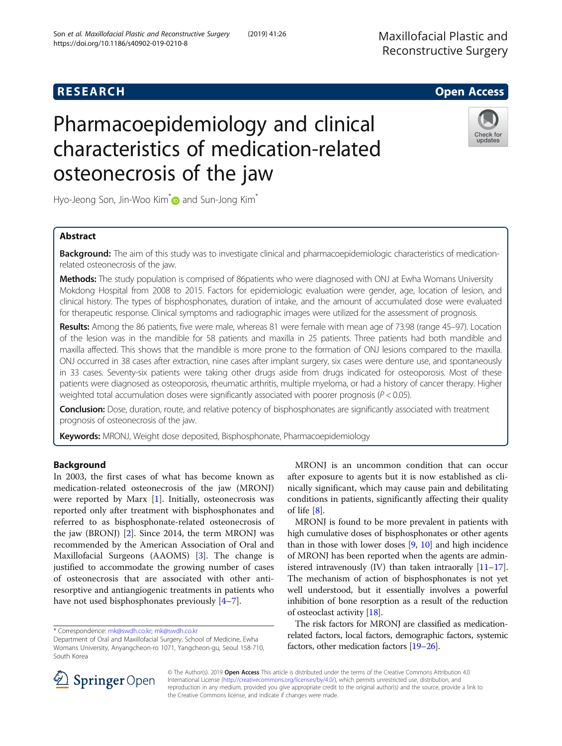**RESEARCH** **Open Access**

# Pharmacoepidemiology and clinical characteristics of medication-related osteonecrosis of the jaw

Hyo-Jeong Son, Jin-Woo Kim* and Sun-Jong Kim*

## Abstract

**Background:** The aim of this study was to investigate clinical and pharmacoepidemiologic characteristics of medication-related osteonecrosis of the jaw.

**Methods:** The study population is comprised of 86patients who were diagnosed with ONJ at Ewha Womans University Mokdong Hospital from 2008 to 2015. Factors for epidemiologic evaluation were gender, age, location of lesion, and clinical history. The types of bisphosphonates, duration of intake, and the amount of accumulated dose were evaluated for therapeutic response. Clinical symptoms and radiographic images were utilized for the assessment of prognosis.

**Results:** Among the 86 patients, five were male, whereas 81 were female with mean age of 73.98 (range 45–97). Location of the lesion was in the mandible for 58 patients and maxilla in 25 patients. Three patients had both mandible and maxilla affected. This shows that the mandible is more prone to the formation of ONJ lesions compared to the maxilla. ONJ occurred in 38 cases after extraction, nine cases after implant surgery, six cases were denture use, and spontaneously in 33 cases. Seventy-six patients were taking other drugs aside from drugs indicated for osteoporosis. Most of these patients were diagnosed as osteoporosis, rheumatic arthritis, multiple myeloma, or had a history of cancer therapy. Higher weighted total accumulation doses were significantly associated with poorer prognosis ($P < 0.05$).

**Conclusion:** Dose, duration, route, and relative potency of bisphosphonates are significantly associated with treatment prognosis of osteonecrosis of the jaw.

**Keywords:** MRONJ, Weight dose deposited, Bisphosphonate, Pharmacoepidemiology

## Background

In 2003, the first cases of what has become known as medication-related osteonecrosis of the jaw (MRONJ) were reported by Marx [1]. Initially, osteonecrosis was reported only after treatment with bisphosphonates and referred to as bisphosphonate-related osteonecrosis of the jaw (BRONJ) [2]. Since 2014, the term MRONJ was recommended by the American Association of Oral and Maxillofacial Surgeons (AAOMS) [3]. The change is justified to accommodate the growing number of cases of osteonecrosis that are associated with other anti-resorptive and antiangiogenic treatments in patients who have not used bisphosphonates previously [4–7].

MRONJ is an uncommon condition that can occur after exposure to agents but it is now established as clinically significant, which may cause pain and debilitating conditions in patients, significantly affecting their quality of life [8].

MRONJ is found to be more prevalent in patients with high cumulative doses of bisphosphonates or other agents than in those with lower doses [9, 10] and high incidence of MRONJ has been reported when the agents are administered intravenously (IV) than taken intraorally [11–17]. The mechanism of action of bisphosphonates is not yet well understood, but it essentially involves a powerful inhibition of bone resorption as a result of the reduction of osteoclast activity [18].

The risk factors for MRONJ are classified as medication-related factors, local factors, demographic factors, systemic factors, other medication factors [19–26].

\* Correspondence: mk@swdh.co.kr; mk@swdh.co.kr
Department of Oral and Maxillofacial Surgery, School of Medicine, Ewha Womans University, Anyangcheon-ro 1071, Yangcheon-gu, Seoul 158-710, South Korea

© The Author(s). 2019 **Open Access** This article is distributed under the terms of the Creative Commons Attribution 4.0 International License (http://creativecommons.org/licenses/by/4.0/), which permits unrestricted use, distribution, and reproduction in any medium, provided you give appropriate credit to the original author(s) and the source, provide a link to the Creative Commons license, and indicate if changes were made.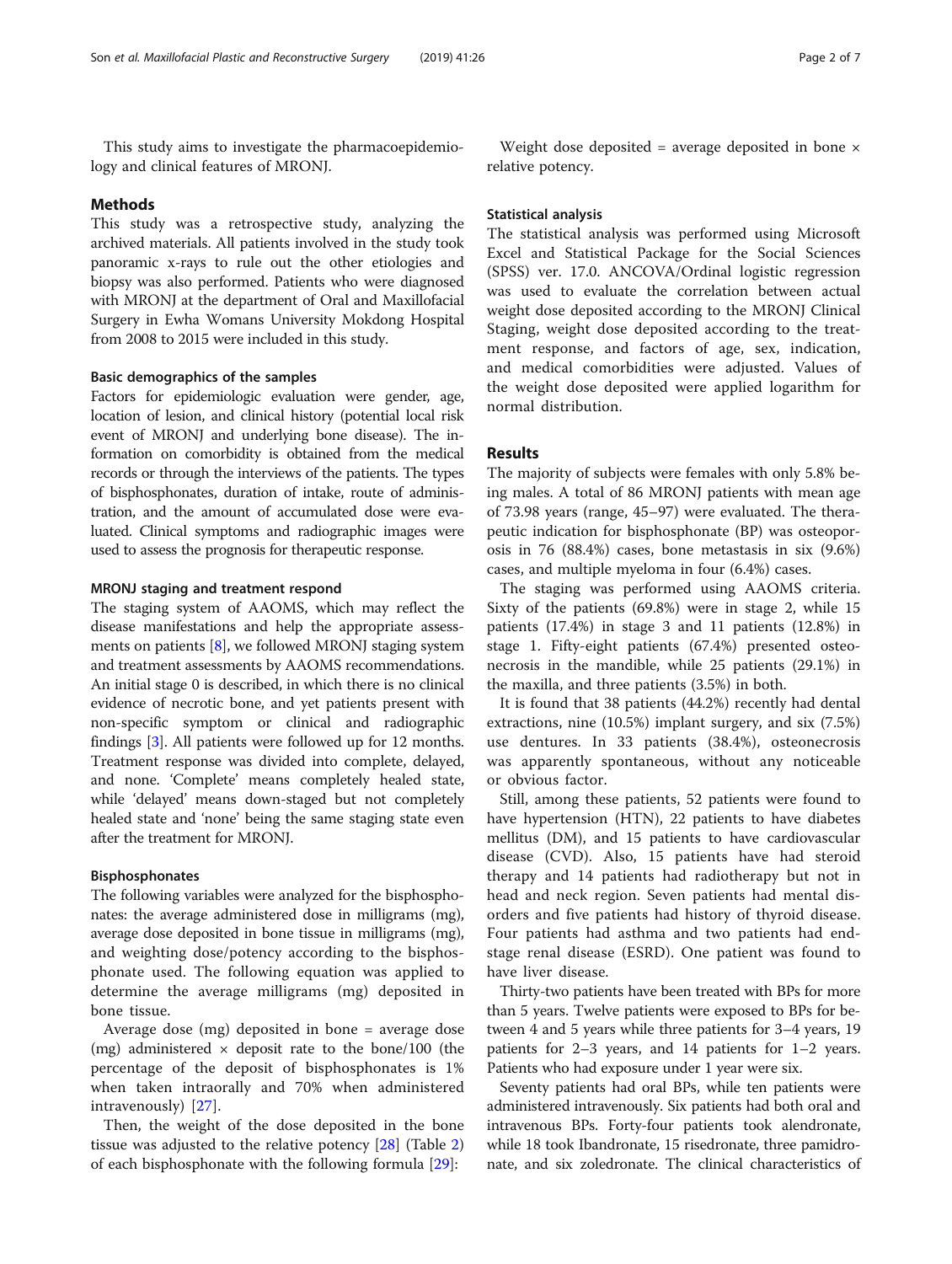This study aims to investigate the pharmacoepidemiology and clinical features of MRONJ.

## Methods

This study was a retrospective study, analyzing the archived materials. All patients involved in the study took panoramic x-rays to rule out the other etiologies and biopsy was also performed. Patients who were diagnosed with MRONJ at the department of Oral and Maxillofacial Surgery in Ewha Womans University Mokdong Hospital from 2008 to 2015 were included in this study.

### Basic demographics of the samples

Factors for epidemiologic evaluation were gender, age, location of lesion, and clinical history (potential local risk event of MRONJ and underlying bone disease). The information on comorbidity is obtained from the medical records or through the interviews of the patients. The types of bisphosphonates, duration of intake, route of administration, and the amount of accumulated dose were evaluated. Clinical symptoms and radiographic images were used to assess the prognosis for therapeutic response.

### MRONJ staging and treatment respond

The staging system of AAOMS, which may reflect the disease manifestations and help the appropriate assessments on patients [8], we followed MRONJ staging system and treatment assessments by AAOMS recommendations. An initial stage 0 is described, in which there is no clinical evidence of necrotic bone, and yet patients present with non-specific symptom or clinical and radiographic findings [3]. All patients were followed up for 12 months. Treatment response was divided into complete, delayed, and none. 'Complete' means completely healed state, while 'delayed' means down-staged but not completely healed state and 'none' being the same staging state even after the treatment for MRONJ.

### Bisphosphonates

The following variables were analyzed for the bisphosphonates: the average administered dose in milligrams (mg), average dose deposited in bone tissue in milligrams (mg), and weighting dose/potency according to the bisphosphonate used. The following equation was applied to determine the average milligrams (mg) deposited in bone tissue.

Average dose (mg) deposited in bone = average dose (mg) administered × deposit rate to the bone/100 (the percentage of the deposit of bisphosphonates is 1% when taken intraorally and 70% when administered intravenously) [27].

Then, the weight of the dose deposited in the bone tissue was adjusted to the relative potency [28] (Table 2) of each bisphosphonate with the following formula [29]:

Weight dose deposited = average deposited in bone × relative potency.

### Statistical analysis

The statistical analysis was performed using Microsoft Excel and Statistical Package for the Social Sciences (SPSS) ver. 17.0. ANCOVA/Ordinal logistic regression was used to evaluate the correlation between actual weight dose deposited according to the MRONJ Clinical Staging, weight dose deposited according to the treatment response, and factors of age, sex, indication, and medical comorbidities were adjusted. Values of the weight dose deposited were applied logarithm for normal distribution.

## Results

The majority of subjects were females with only 5.8% being males. A total of 86 MRONJ patients with mean age of 73.98 years (range, 45–97) were evaluated. The therapeutic indication for bisphosphonate (BP) was osteoporosis in 76 (88.4%) cases, bone metastasis in six (9.6%) cases, and multiple myeloma in four (6.4%) cases.

The staging was performed using AAOMS criteria. Sixty of the patients (69.8%) were in stage 2, while 15 patients (17.4%) in stage 3 and 11 patients (12.8%) in stage 1. Fifty-eight patients (67.4%) presented osteonecrosis in the mandible, while 25 patients (29.1%) in the maxilla, and three patients (3.5%) in both.

It is found that 38 patients (44.2%) recently had dental extractions, nine (10.5%) implant surgery, and six (7.5%) use dentures. In 33 patients (38.4%), osteonecrosis was apparently spontaneous, without any noticeable or obvious factor.

Still, among these patients, 52 patients were found to have hypertension (HTN), 22 patients to have diabetes mellitus (DM), and 15 patients to have cardiovascular disease (CVD). Also, 15 patients have had steroid therapy and 14 patients had radiotherapy but not in head and neck region. Seven patients had mental disorders and five patients had history of thyroid disease. Four patients had asthma and two patients had end-stage renal disease (ESRD). One patient was found to have liver disease.

Thirty-two patients have been treated with BPs for more than 5 years. Twelve patients were exposed to BPs for between 4 and 5 years while three patients for 3–4 years, 19 patients for 2–3 years, and 14 patients for 1–2 years. Patients who had exposure under 1 year were six.

Seventy patients had oral BPs, while ten patients were administered intravenously. Six patients had both oral and intravenous BPs. Forty-four patients took alendronate, while 18 took Ibandronate, 15 risedronate, three pamidronate, and six zoledronate. The clinical characteristics of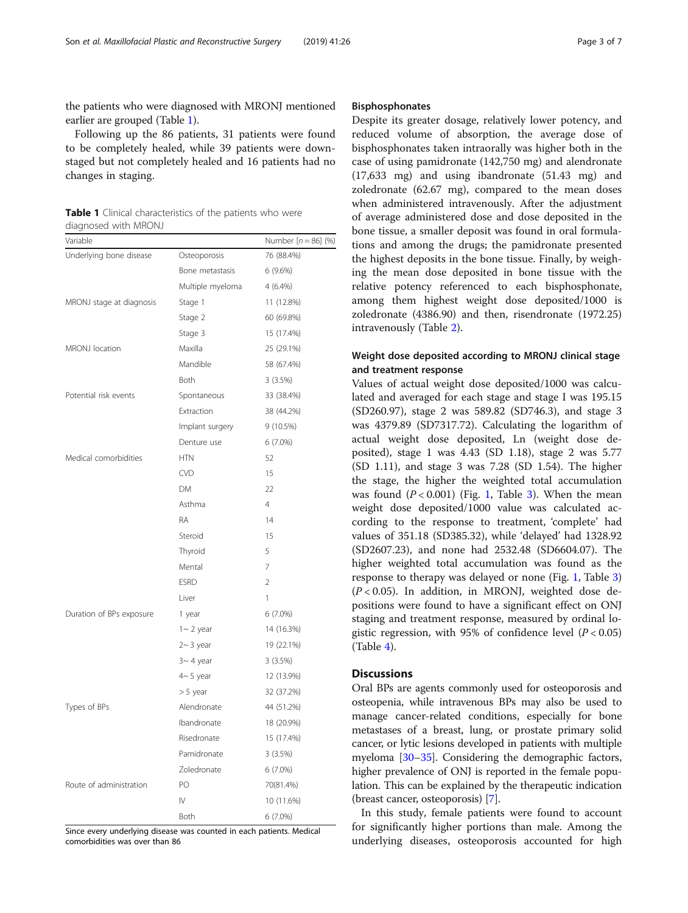the patients who were diagnosed with MRONJ mentioned earlier are grouped (Table 1).

Following up the 86 patients, 31 patients were found to be completely healed, while 39 patients were downstaged but not completely healed and 16 patients had no changes in staging.

**Table 1** Clinical characteristics of the patients who were diagnosed with MRONJ

| Variable | | Number [$n = 86$] (%) |
|---|---|---|
| Underlying bone disease | Osteoporosis | 76 (88.4%) |
| | Bone metastasis | 6 (9.6%) |
| | Multiple myeloma | 4 (6.4%) |
| MRONJ stage at diagnosis | Stage 1 | 11 (12.8%) |
| | Stage 2 | 60 (69.8%) |
| | Stage 3 | 15 (17.4%) |
| MRONJ location | Maxilla | 25 (29.1%) |
| | Mandible | 58 (67.4%) |
| | Both | 3 (3.5%) |
| Potential risk events | Spontaneous | 33 (38.4%) |
| | Extraction | 38 (44.2%) |
| | Implant surgery | 9 (10.5%) |
| | Denture use | 6 (7.0%) |
| Medical comorbidities | HTN | 52 |
| | CVD | 15 |
| | DM | 22 |
| | Asthma | 4 |
| | RA | 14 |
| | Steroid | 15 |
| | Thyroid | 5 |
| | Mental | 7 |
| | ESRD | 2 |
| | Liver | 1 |
| Duration of BPs exposure | 1 year | 6 (7.0%) |
| | 1~ 2 year | 14 (16.3%) |
| | 2~ 3 year | 19 (22.1%) |
| | 3~ 4 year | 3 (3.5%) |
| | 4~ 5 year | 12 (13.9%) |
| | > 5 year | 32 (37.2%) |
| Types of BPs | Alendronate | 44 (51.2%) |
| | Ibandronate | 18 (20.9%) |
| | Risedronate | 15 (17.4%) |
| | Pamidronate | 3 (3.5%) |
| | Zoledronate | 6 (7.0%) |
| Route of administration | PO | 70(81.4%) |
| | IV | 10 (11.6%) |
| | Both | 6 (7.0%) |

Since every underlying disease was counted in each patients. Medical comorbidities was over than 86

### Bisphosphonates

Despite its greater dosage, relatively lower potency, and reduced volume of absorption, the average dose of bisphosphonates taken intraorally was higher both in the case of using pamidronate (142,750 mg) and alendronate (17,633 mg) and using ibandronate (51.43 mg) and zoledronate (62.67 mg), compared to the mean doses when administered intravenously. After the adjustment of average administered dose and dose deposited in the bone tissue, a smaller deposit was found in oral formulations and among the drugs; the pamidronate presented the highest deposits in the bone tissue. Finally, by weighing the mean dose deposited in bone tissue with the relative potency referenced to each bisphosphonate, among them highest weight dose deposited/1000 is zoledronate (4386.90) and then, risendronate (1972.25) intravenously (Table 2).

### Weight dose deposited according to MRONJ clinical stage and treatment response

Values of actual weight dose deposited/1000 was calculated and averaged for each stage and stage I was 195.15 (SD260.97), stage 2 was 589.82 (SD746.3), and stage 3 was 4379.89 (SD7317.72). Calculating the logarithm of actual weight dose deposited, Ln (weight dose deposited), stage 1 was 4.43 (SD 1.18), stage 2 was 5.77 (SD 1.11), and stage 3 was 7.28 (SD 1.54). The higher the stage, the higher the weighted total accumulation was found ($P < 0.001$) (Fig. 1, Table 3). When the mean weight dose deposited/1000 value was calculated according to the response to treatment, 'complete' had values of 351.18 (SD385.32), while 'delayed' had 1328.92 (SD2607.23), and none had 2532.48 (SD6604.07). The higher weighted total accumulation was found as the response to therapy was delayed or none (Fig. 1, Table 3) ($P < 0.05$). In addition, in MRONJ, weighted dose depositions were found to have a significant effect on ONJ staging and treatment response, measured by ordinal logistic regression, with 95% of confidence level ($P < 0.05$) (Table 4).

## Discussions

Oral BPs are agents commonly used for osteoporosis and osteopenia, while intravenous BPs may also be used to manage cancer-related conditions, especially for bone metastases of a breast, lung, or prostate primary solid cancer, or lytic lesions developed in patients with multiple myeloma [30–35]. Considering the demographic factors, higher prevalence of ONJ is reported in the female population. This can be explained by the therapeutic indication (breast cancer, osteoporosis) [7].

In this study, female patients were found to account for significantly higher portions than male. Among the underlying diseases, osteoporosis accounted for high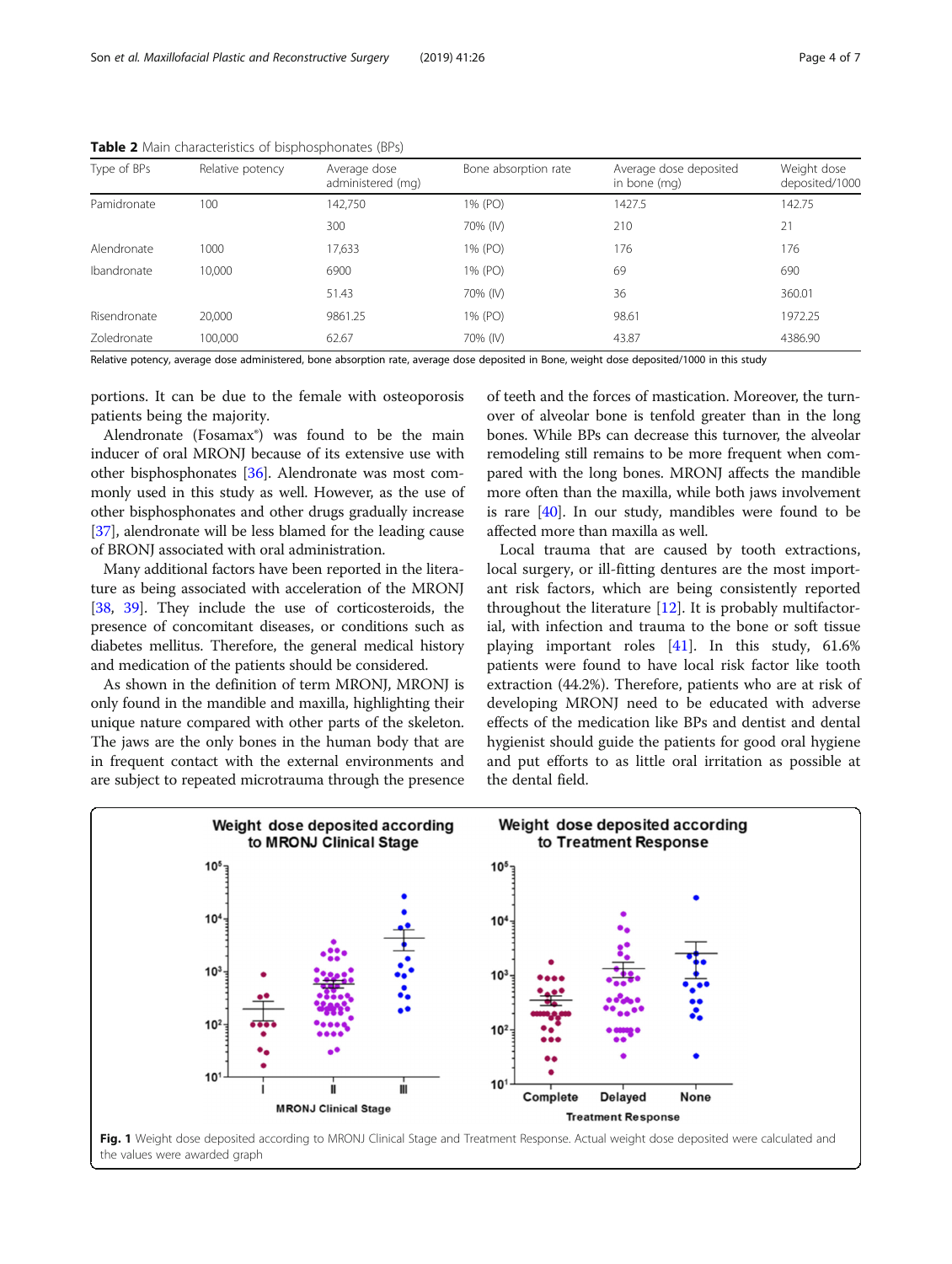**Table 2** Main characteristics of bisphosphonates (BPs)

| Type of BPs | Relative potency | Average dose administered (mg) | Bone absorption rate | Average dose deposited in bone (mg) | Weight dose deposited/1000 |
|---|---|---|---|---|---|
| Pamidronate | 100 | 142,750 | 1% (PO) | 1427.5 | 142.75 |
| | | 300 | 70% (IV) | 210 | 21 |
| Alendronate | 1000 | 17,633 | 1% (PO) | 176 | 176 |
| Ibandronate | 10,000 | 6900 | 1% (PO) | 69 | 690 |
| | | 51.43 | 70% (IV) | 36 | 360.01 |
| Risendronate | 20,000 | 9861.25 | 1% (PO) | 98.61 | 1972.25 |
| Zoledronate | 100,000 | 62.67 | 70% (IV) | 43.87 | 4386.90 |

Relative potency, average dose administered, bone absorption rate, average dose deposited in Bone, weight dose deposited/1000 in this study

portions. It can be due to the female with osteoporosis patients being the majority.

Alendronate (Fosamax®) was found to be the main inducer of oral MRONJ because of its extensive use with other bisphosphonates [36]. Alendronate was most commonly used in this study as well. However, as the use of other bisphosphonates and other drugs gradually increase [37], alendronate will be less blamed for the leading cause of BRONJ associated with oral administration.

Many additional factors have been reported in the literature as being associated with acceleration of the MRONJ [38, 39]. They include the use of corticosteroids, the presence of concomitant diseases, or conditions such as diabetes mellitus. Therefore, the general medical history and medication of the patients should be considered.

As shown in the definition of term MRONJ, MRONJ is only found in the mandible and maxilla, highlighting their unique nature compared with other parts of the skeleton. The jaws are the only bones in the human body that are in frequent contact with the external environments and are subject to repeated microtrauma through the presence of teeth and the forces of mastication. Moreover, the turnover of alveolar bone is tenfold greater than in the long bones. While BPs can decrease this turnover, the alveolar remodeling still remains to be more frequent when compared with the long bones. MRONJ affects the mandible more often than the maxilla, while both jaws involvement is rare [40]. In our study, mandibles were found to be affected more than maxilla as well.

Local trauma that are caused by tooth extractions, local surgery, or ill-fitting dentures are the most important risk factors, which are being consistently reported throughout the literature [12]. It is probably multifactorial, with infection and trauma to the bone or soft tissue playing important roles [41]. In this study, 61.6% patients were found to have local risk factor like tooth extraction (44.2%). Therefore, patients who are at risk of developing MRONJ need to be educated with adverse effects of the medication like BPs and dentist and dental hygienist should guide the patients for good oral hygiene and put efforts to as little oral irritation as possible at the dental field.

**Fig. 1** Weight dose deposited according to MRONJ Clinical Stage and Treatment Response. Actual weight dose deposited were calculated and the values were awarded graph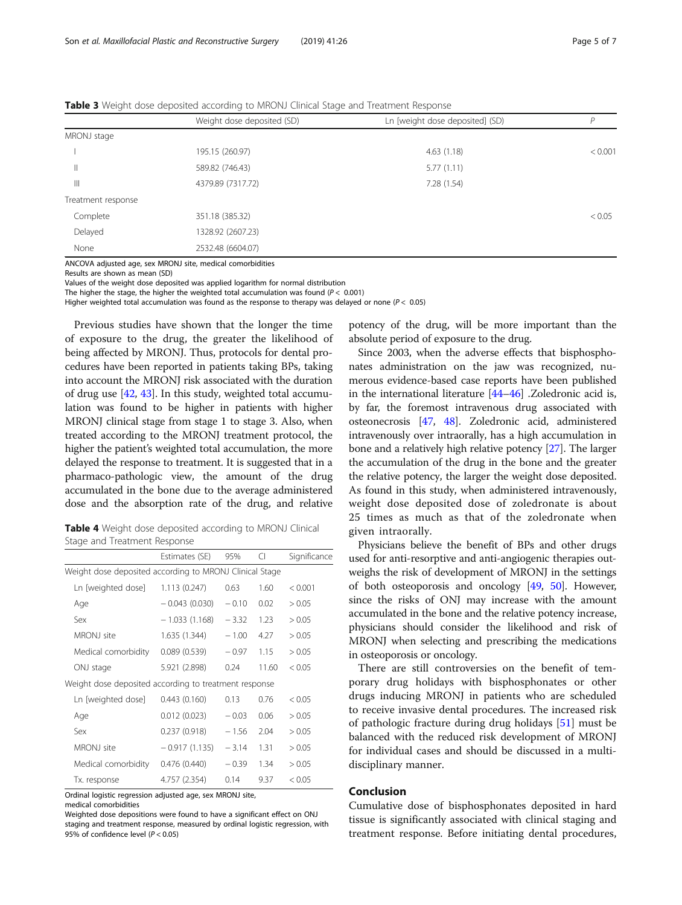**Table 3** Weight dose deposited according to MRONJ Clinical Stage and Treatment Response

| | Weight dose deposited (SD) | Ln [weight dose deposited] (SD) | *P* |
|---|---|---|---|
| MRONJ stage | | | |
| I | 195.15 (260.97) | 4.63 (1.18) | < 0.001 |
| II | 589.82 (746.43) | 5.77 (1.11) | |
| III | 4379.89 (7317.72) | 7.28 (1.54) | |
| Treatment response | | | |
| Complete | 351.18 (385.32) | | < 0.05 |
| Delayed | 1328.92 (2607.23) | | |
| None | 2532.48 (6604.07) | | |

ANCOVA adjusted age, sex MRONJ site, medical comorbidities
Results are shown as mean (SD)
Values of the weight dose deposited was applied logarithm for normal distribution
The higher the stage, the higher the weighted total accumulation was found ($P < 0.001$)
Higher weighted total accumulation was found as the response to therapy was delayed or none ($P < 0.05$)

Previous studies have shown that the longer the time of exposure to the drug, the greater the likelihood of being affected by MRONJ. Thus, protocols for dental procedures have been reported in patients taking BPs, taking into account the MRONJ risk associated with the duration of drug use [42, 43]. In this study, weighted total accumulation was found to be higher in patients with higher MRONJ clinical stage from stage 1 to stage 3. Also, when treated according to the MRONJ treatment protocol, the higher the patient's weighted total accumulation, the more delayed the response to treatment. It is suggested that in a pharmaco-pathologic view, the amount of the drug accumulated in the bone due to the average administered dose and the absorption rate of the drug, and relative potency of the drug, will be more important than the absolute period of exposure to the drug.

**Table 4** Weight dose deposited according to MRONJ Clinical Stage and Treatment Response

| | Estimates (SE) | 95% | CI | Significance |
|---|---|---|---|---|
| Weight dose deposited according to MRONJ Clinical Stage | | | | |
| Ln [weighted dose] | 1.113 (0.247) | 0.63 | 1.60 | < 0.001 |
| Age | − 0.043 (0.030) | − 0.10 | 0.02 | > 0.05 |
| Sex | − 1.033 (1.168) | − 3.32 | 1.23 | > 0.05 |
| MRONJ site | 1.635 (1.344) | − 1.00 | 4.27 | > 0.05 |
| Medical comorbidity | 0.089 (0.539) | − 0.97 | 1.15 | > 0.05 |
| ONJ stage | 5.921 (2.898) | 0.24 | 11.60 | < 0.05 |
| Weight dose deposited according to treatment response | | | | |
| Ln [weighted dose] | 0.443 (0.160) | 0.13 | 0.76 | < 0.05 |
| Age | 0.012 (0.023) | − 0.03 | 0.06 | > 0.05 |
| Sex | 0.237 (0.918) | − 1.56 | 2.04 | > 0.05 |
| MRONJ site | − 0.917 (1.135) | − 3.14 | 1.31 | > 0.05 |
| Medical comorbidity | 0.476 (0.440) | − 0.39 | 1.34 | > 0.05 |
| Tx. response | 4.757 (2.354) | 0.14 | 9.37 | < 0.05 |

Ordinal logistic regression adjusted age, sex MRONJ site, medical comorbidities
Weighted dose depositions were found to have a significant effect on ONJ staging and treatment response, measured by ordinal logistic regression, with 95% of confidence level ($P < 0.05$)

Since 2003, when the adverse effects that bisphosphonates administration on the jaw was recognized, numerous evidence-based case reports have been published in the international literature [44–46] .Zoledronic acid is, by far, the foremost intravenous drug associated with osteonecrosis [47, 48]. Zoledronic acid, administered intravenously over intraorally, has a high accumulation in bone and a relatively high relative potency [27]. The larger the accumulation of the drug in the bone and the greater the relative potency, the larger the weight dose deposited. As found in this study, when administered intravenously, weight dose deposited dose of zoledronate is about 25 times as much as that of the zoledronate when given intraorally.

Physicians believe the benefit of BPs and other drugs used for anti-resorptive and anti-angiogenic therapies outweighs the risk of development of MRONJ in the settings of both osteoporosis and oncology [49, 50]. However, since the risks of ONJ may increase with the amount accumulated in the bone and the relative potency increase, physicians should consider the likelihood and risk of MRONJ when selecting and prescribing the medications in osteoporosis or oncology.

There are still controversies on the benefit of temporary drug holidays with bisphosphonates or other drugs inducing MRONJ in patients who are scheduled to receive invasive dental procedures. The increased risk of pathologic fracture during drug holidays [51] must be balanced with the reduced risk development of MRONJ for individual cases and should be discussed in a multidisciplinary manner.

## Conclusion

Cumulative dose of bisphosphonates deposited in hard tissue is significantly associated with clinical staging and treatment response. Before initiating dental procedures,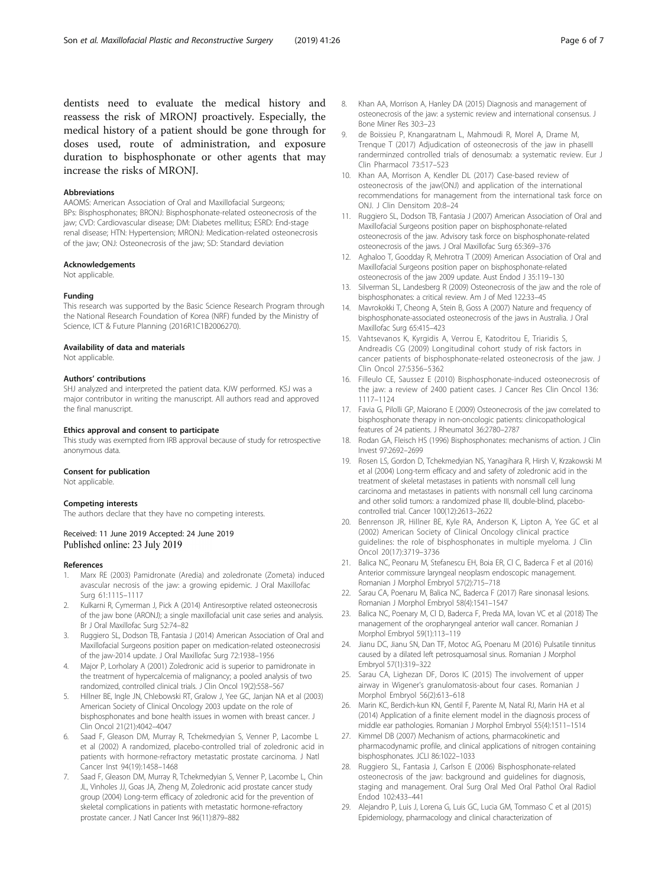dentists need to evaluate the medical history and reassess the risk of MRONJ proactively. Especially, the medical history of a patient should be gone through for doses used, route of administration, and exposure duration to bisphosphonate or other agents that may increase the risks of MRONJ.

#### Abbreviations

AAOMS: American Association of Oral and Maxillofacial Surgeons; BPs: Bisphosphonates; BRONJ: Bisphosphonate-related osteonecrosis of the jaw; CVD: Cardiovascular disease; DM: Diabetes mellitus; ESRD: End-stage renal disease; HTN: Hypertension; MRONJ: Medication-related osteonecrosis of the jaw; ONJ: Osteonecrosis of the jaw; SD: Standard deviation

#### Acknowledgements

Not applicable.

#### Funding

This research was supported by the Basic Science Research Program through the National Research Foundation of Korea (NRF) funded by the Ministry of Science, ICT & Future Planning (2016R1C1B2006270).

#### Availability of data and materials

Not applicable.

#### Authors' contributions

SHJ analyzed and interpreted the patient data. KJW performed. KSJ was a major contributor in writing the manuscript. All authors read and approved the final manuscript.

#### Ethics approval and consent to participate

This study was exempted from IRB approval because of study for retrospective anonymous data.

#### Consent for publication

Not applicable.

#### Competing interests

The authors declare that they have no competing interests.

Received: 11 June 2019 Accepted: 24 June 2019
Published online: 23 July 2019

#### References

1. Marx RE (2003) Pamidronate (Aredia) and zoledronate (Zometa) induced avascular necrosis of the jaw: a growing epidemic. J Oral Maxillofac Surg 61:1115–1117
2. Kulkarni R, Cymerman J, Pick A (2014) Antiresorptive related osteonecrosis of the jaw bone (ARONJ); a single maxillofacial unit case series and analysis. Br J Oral Maxillofac Surg 52:74–82
3. Ruggiero SL, Dodson TB, Fantasia J (2014) American Association of Oral and Maxillofacial Surgeons position paper on medication-related osteonecrosisi of the jaw-2014 update. J Oral Maxillofac Surg 72:1938–1956
4. Major P, Lorholary A (2001) Zoledronic acid is superior to pamidronate in the treatment of hypercalcemia of malignancy; a pooled analysis of two randomized, controlled clinical trials. J Clin Oncol 19(2):558–567
5. Hillner BE, Ingle JN, Chlebowski RT, Gralow J, Yee GC, Janjan NA et al (2003) American Society of Clinical Oncology 2003 update on the role of bisphosphonates and bone health issues in women with breast cancer. J Clin Oncol 21(21):4042–4047
6. Saad F, Gleason DM, Murray R, Tchekmedyian S, Venner P, Lacombe L et al (2002) A randomized, placebo-controlled trial of zoledronic acid in patients with hormone-refractory metastatic prostate carcinoma. J Natl Cancer Inst 94(19):1458–1468
7. Saad F, Gleason DM, Murray R, Tchekmedyian S, Venner P, Lacombe L, Chin JL, Vinholes JJ, Goas JA, Zheng M, Zoledronic acid prostate cancer study group (2004) Long-term efficacy of zoledronic acid for the prevention of skeletal complications in patients with metastatic hormone-refractory prostate cancer. J Natl Cancer Inst 96(11):879–882
8. Khan AA, Morrison A, Hanley DA (2015) Diagnosis and management of osteonecrosis of the jaw: a systemic review and international consensus. J Bone Miner Res 30:3–23
9. de Boissieu P, Knangaratnam L, Mahmoudi R, Morel A, Drame M, Trenque T (2017) Adjudication of osteonecrosis of the jaw in phaseIII randerminzed controlled trials of denosumab: a systematic review. Eur J Clin Pharmacol 73:517–523
10. Khan AA, Morrison A, Kendler DL (2017) Case-based review of osteonecrosis of the jaw(ONJ) and application of the international recommendations for management from the international task force on ONJ. J Clin Densitom 20:8–24
11. Ruggiero SL, Dodson TB, Fantasia J (2007) American Association of Oral and Maxillofacial Surgeons position paper on bisphosphonate-related osteonecrosis of the jaw. Advisory task force on bisphosphonate-related osteonecrosis of the jaws. J Oral Maxillofac Surg 65:369–376
12. Aghaloo T, Goodday R, Mehrotra T (2009) American Association of Oral and Maxillofacial Surgeons position paper on bisphosphonate-related osteonecrosis of the jaw 2009 update. Aust Endod J 35:119–130
13. Silverman SL, Landesberg R (2009) Osteonecrosis of the jaw and the role of bisphosphonates: a critical review. Am J of Med 122:33–45
14. Mavrokokki T, Cheong A, Stein B, Goss A (2007) Nature and frequency of bisphosphonate-associated osteonecrosis of the jaws in Australia. J Oral Maxillofac Surg 65:415–423
15. Vahtsevanos K, Kyrgidis A, Verrou E, Katodritou E, Triaridis S, Andreadis CG (2009) Longitudinal cohort study of risk factors in cancer patients of bisphosphonate-related osteonecrosis of the jaw. J Clin Oncol 27:5356–5362
16. Filleulo CE, Saussez E (2010) Bisphosphonate-induced osteonecrosis of the jaw: a review of 2400 patient cases. J Cancer Res Clin Oncol 136: 1117–1124
17. Favia G, Pilolli GP, Maiorano E (2009) Osteonecrosis of the jaw correlated to bisphosphonate therapy in non-oncologic patients: clinicopathological features of 24 patients. J Rheumatol 36:2780–2787
18. Rodan GA, Fleisch HS (1996) Bisphosphonates: mechanisms of action. J Clin Invest 97:2692–2699
19. Rosen LS, Gordon D, Tchekmedyian NS, Yanagihara R, Hirsh V, Krzakowski M et al (2004) Long-term efficacy and and safety of zoledronic acid in the treatment of skeletal metastases in patients with nonsmall cell lung carcinoma and metastases in patients with nonsmall cell lung carcinoma and other solid tumors: a randomized phase III, double-blind, placebo-controlled trial. Cancer 100(12):2613–2622
20. Benrenson JR, Hillner BE, Kyle RA, Anderson K, Lipton A, Yee GC et al (2002) American Society of Clinical Oncology clinical practice guidelines: the role of bisphosphonates in multiple myeloma. J Clin Oncol 20(17):3719–3736
21. Balica NC, Peonaru M, Stefanescu EH, Boia ER, CI C, Baderca F et al (2016) Anterior commissure laryngeal neoplasm endoscopic management. Romanian J Morphol Embryol 57(2):715–718
22. Sarau CA, Poenaru M, Balica NC, Baderca F (2017) Rare sinonasal lesions. Romanian J Morphol Embryol 58(4):1541–1547
23. Balica NC, Poenary M, CI D, Baderca F, Preda MA, Iovan VC et al (2018) The management of the oropharyngeal anterior wall cancer. Romanian J Morphol Embryol 59(1):113–119
24. Jianu DC, Jianu SN, Dan TF, Motoc AG, Poenaru M (2016) Pulsatile tinnitus caused by a dilated left petrosquamosal sinus. Romanian J Morphol Embryol 57(1):319–322
25. Sarau CA, Lighezan DF, Doros IC (2015) The involvement of upper airway in Wigener's granulomatosis-about four cases. Romanian J Morphol Embryol 56(2):613–618
26. Marin KC, Berdich-kun KN, Gentil F, Parente M, Natal RJ, Marin HA et al (2014) Application of a finite element model in the diagnosis process of middle ear pathologies. Romanian J Morphol Embryol 55(4):1511–1514
27. Kimmel DB (2007) Mechanism of actions, pharmacokinetic and pharmacodynamic profile, and clinical applications of nitrogen containing bisphosphonates. JCLI 86:1022–1033
28. Ruggiero SL, Fantasia J, Carlson E (2006) Bisphosphonate-related osteonecrosis of the jaw: background and guidelines for diagnosis, staging and management. Oral Surg Oral Med Oral Pathol Oral Radiol Endod 102:433–441
29. Alejandro P, Luis J, Lorena G, Luis GC, Lucia GM, Tommaso C et al (2015) Epidemiology, pharmacology and clinical characterization of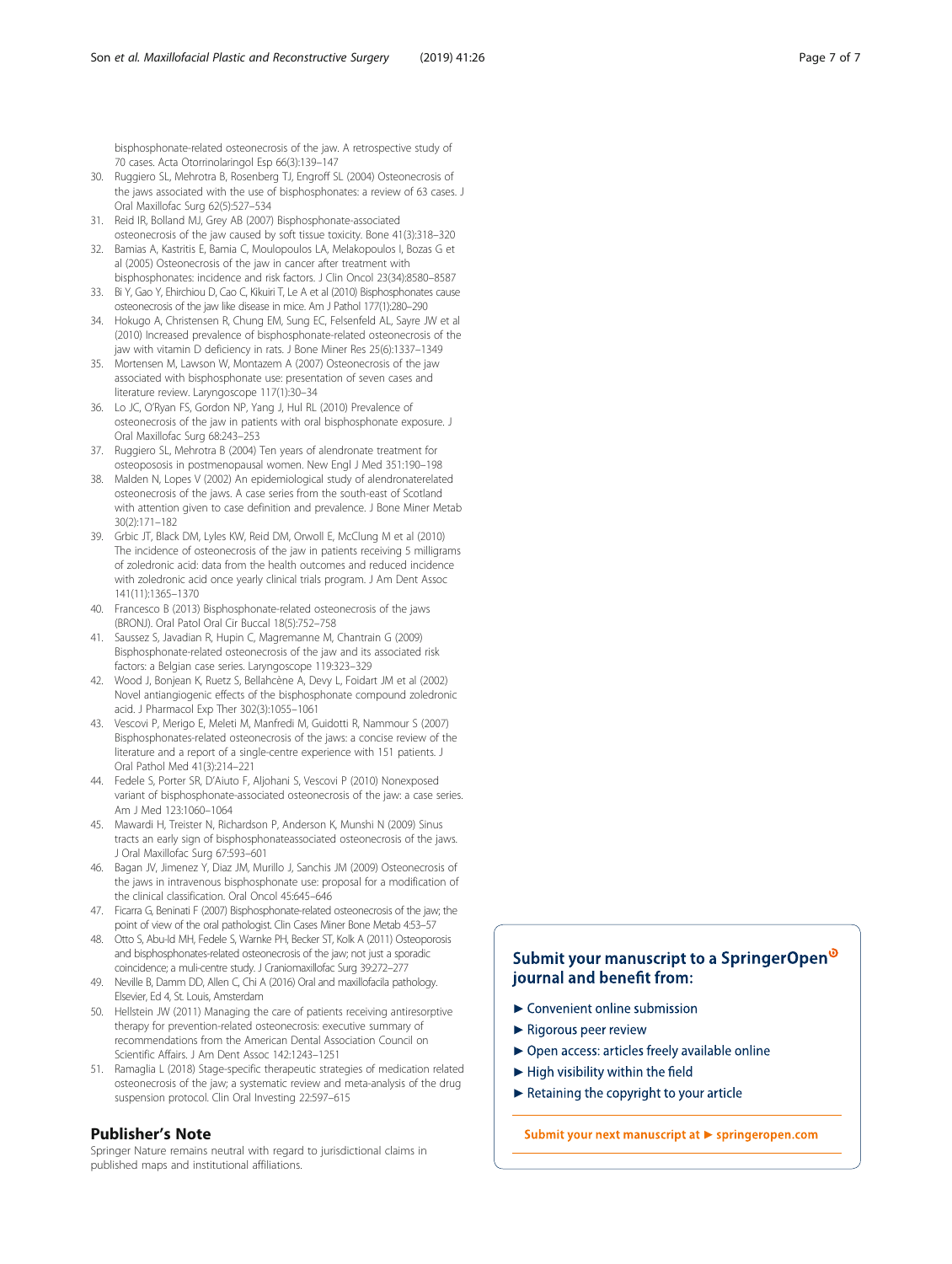bisphosphonate-related osteonecrosis of the jaw. A retrospective study of 70 cases. Acta Otorrinolaringol Esp 66(3):139–147

30. Ruggiero SL, Mehrotra B, Rosenberg TJ, Engroff SL (2004) Osteonecrosis of the jaws associated with the use of bisphosphonates: a review of 63 cases. J Oral Maxillofac Surg 62(5):527–534
31. Reid IR, Bolland MJ, Grey AB (2007) Bisphosphonate-associated osteonecrosis of the jaw caused by soft tissue toxicity. Bone 41(3):318–320
32. Bamias A, Kastritis E, Bamia C, Moulopoulos LA, Melakopoulos I, Bozas G et al (2005) Osteonecrosis of the jaw in cancer after treatment with bisphosphonates: incidence and risk factors. J Clin Oncol 23(34):8580–8587
33. Bi Y, Gao Y, Ehirchiou D, Cao C, Kikuiri T, Le A et al (2010) Bisphosphonates cause osteonecrosis of the jaw like disease in mice. Am J Pathol 177(1):280–290
34. Hokugo A, Christensen R, Chung EM, Sung EC, Felsenfeld AL, Sayre JW et al (2010) Increased prevalence of bisphosphonate-related osteonecrosis of the jaw with vitamin D deficiency in rats. J Bone Miner Res 25(6):1337–1349
35. Mortensen M, Lawson W, Montazem A (2007) Osteonecrosis of the jaw associated with bisphosphonate use: presentation of seven cases and literature review. Laryngoscope 117(1):30–34
36. Lo JC, O'Ryan FS, Gordon NP, Yang J, Hul RL (2010) Prevalence of osteonecrosis of the jaw in patients with oral bisphosphonate exposure. J Oral Maxillofac Surg 68:243–253
37. Ruggiero SL, Mehrotra B (2004) Ten years of alendronate treatment for osteopososis in postmenopausal women. New Engl J Med 351:190–198
38. Malden N, Lopes V (2002) An epidemiological study of alendronaterelated osteonecrosis of the jaws. A case series from the south-east of Scotland with attention given to case definition and prevalence. J Bone Miner Metab 30(2):171–182
39. Grbic JT, Black DM, Lyles KW, Reid DM, Orwoll E, McClung M et al (2010) The incidence of osteonecrosis of the jaw in patients receiving 5 milligrams of zoledronic acid: data from the health outcomes and reduced incidence with zoledronic acid once yearly clinical trials program. J Am Dent Assoc 141(11):1365–1370
40. Francesco B (2013) Bisphosphonate-related osteonecrosis of the jaws (BRONJ). Oral Patol Oral Cir Buccal 18(5):752–758
41. Saussez S, Javadian R, Hupin C, Magremanne M, Chantrain G (2009) Bisphosphonate-related osteonecrosis of the jaw and its associated risk factors: a Belgian case series. Laryngoscope 119:323–329
42. Wood J, Bonjean K, Ruetz S, Bellahcène A, Devy L, Foidart JM et al (2002) Novel antiangiogenic effects of the bisphosphonate compound zoledronic acid. J Pharmacol Exp Ther 302(3):1055–1061
43. Vescovi P, Merigo E, Meleti M, Manfredi M, Guidotti R, Nammour S (2007) Bisphosphonates-related osteonecrosis of the jaws: a concise review of the literature and a report of a single-centre experience with 151 patients. J Oral Pathol Med 41(3):214–221
44. Fedele S, Porter SR, D'Aiuto F, Aljohani S, Vescovi P (2010) Nonexposed variant of bisphosphonate-associated osteonecrosis of the jaw: a case series. Am J Med 123:1060–1064
45. Mawardi H, Treister N, Richardson P, Anderson K, Munshi N (2009) Sinus tracts an early sign of bisphosphonateassociated osteonecrosis of the jaws. J Oral Maxillofac Surg 67:593–601
46. Bagan JV, Jimenez Y, Diaz JM, Murillo J, Sanchis JM (2009) Osteonecrosis of the jaws in intravenous bisphosphonate use: proposal for a modification of the clinical classification. Oral Oncol 45:645–646
47. Ficarra G, Beninati F (2007) Bisphosphonate-related osteonecrosis of the jaw; the point of view of the oral pathologist. Clin Cases Miner Bone Metab 4:53–57
48. Otto S, Abu-Id MH, Fedele S, Warnke PH, Becker ST, Kolk A (2011) Osteoporosis and bisphosphonates-related osteonecrosis of the jaw; not just a sporadic coincidence; a muli-centre study. J Craniomaxillofac Surg 39:272–277
49. Neville B, Damm DD, Allen C, Chi A (2016) Oral and maxillofacila pathology. Elsevier, Ed 4, St. Louis, Amsterdam
50. Hellstein JW (2011) Managing the care of patients receiving antiresorptive therapy for prevention-related osteonecrosis: executive summary of recommendations from the American Dental Association Council on Scientific Affairs. J Am Dent Assoc 142:1243–1251
51. Ramaglia L (2018) Stage-specific therapeutic strategies of medication related osteonecrosis of the jaw; a systematic review and meta-analysis of the drug suspension protocol. Clin Oral Investing 22:597–615

## Publisher's Note

Springer Nature remains neutral with regard to jurisdictional claims in published maps and institutional affiliations.

**Submit your manuscript to a SpringerOpen journal and benefit from:**

- Convenient online submission
- Rigorous peer review
- Open access: articles freely available online
- High visibility within the field
- Retaining the copyright to your article

**Submit your next manuscript at ▶ springeropen.com**